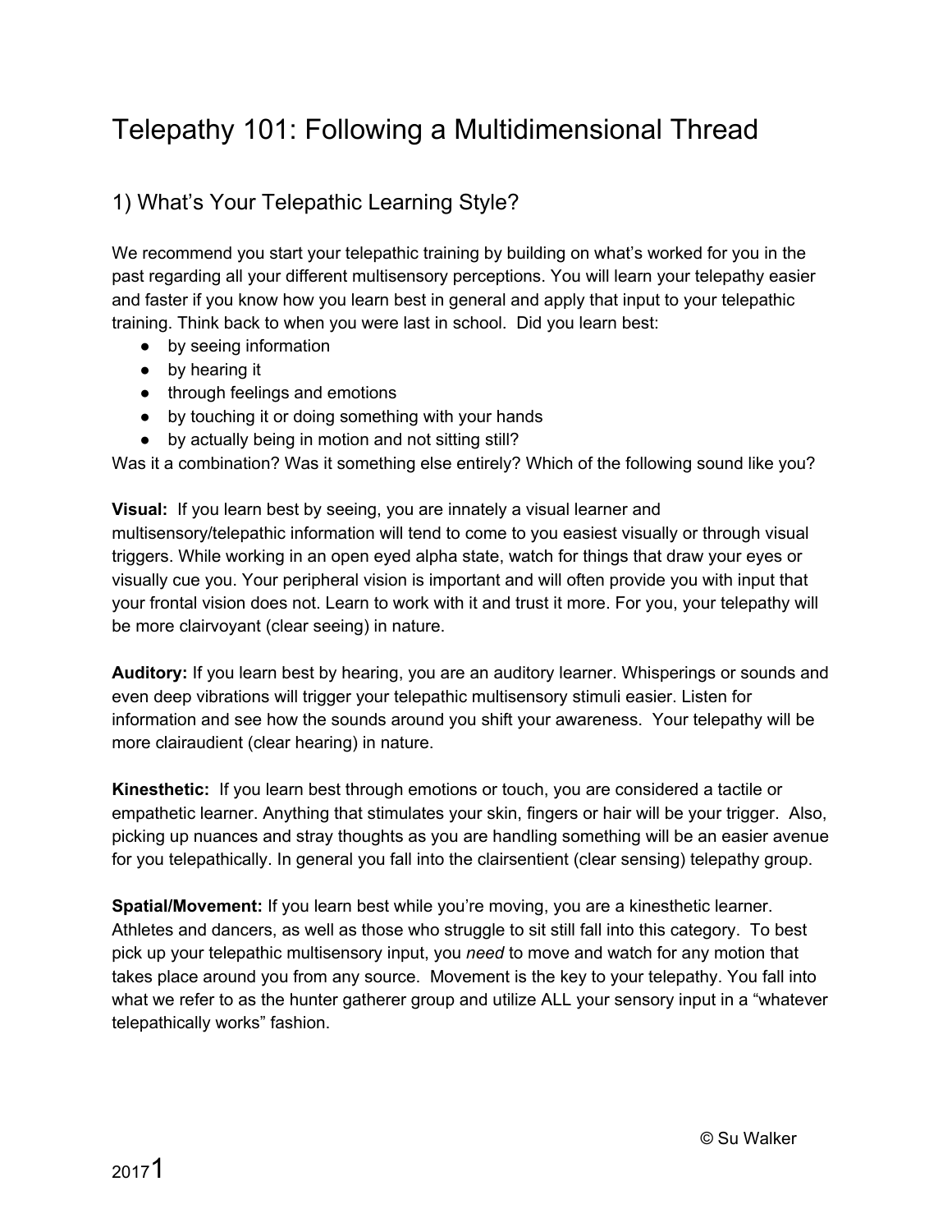# Telepathy 101: Following a Multidimensional Thread

## 1) What's Your Telepathic Learning Style?

We recommend you start your telepathic training by building on what's worked for you in the past regarding all your different multisensory perceptions. You will learn your telepathy easier and faster if you know how you learn best in general and apply that input to your telepathic training. Think back to when you were last in school. Did you learn best:

- by seeing information
- by hearing it
- through feelings and emotions
- by touching it or doing something with your hands
- by actually being in motion and not sitting still?

Was it a combination? Was it something else entirely? Which of the following sound like you?

**Visual:** If you learn best by seeing, you are innately a visual learner and multisensory/telepathic information will tend to come to you easiest visually or through visual triggers. While working in an open eyed alpha state, watch for things that draw your eyes or visually cue you. Your peripheral vision is important and will often provide you with input that your frontal vision does not. Learn to work with it and trust it more. For you, your telepathy will be more clairvoyant (clear seeing) in nature.

**Auditory:** If you learn best by hearing, you are an auditory learner. Whisperings or sounds and even deep vibrations will trigger your telepathic multisensory stimuli easier. Listen for information and see how the sounds around you shift your awareness. Your telepathy will be more clairaudient (clear hearing) in nature.

**Kinesthetic:** If you learn best through emotions or touch, you are considered a tactile or empathetic learner. Anything that stimulates your skin, fingers or hair will be your trigger. Also, picking up nuances and stray thoughts as you are handling something will be an easier avenue for you telepathically. In general you fall into the clairsentient (clear sensing) telepathy group.

**Spatial/Movement:** If you learn best while you're moving, you are a kinesthetic learner. Athletes and dancers, as well as those who struggle to sit still fall into this category. To best pick up your telepathic multisensory input, you *need* to move and watch for any motion that takes place around you from any source. Movement is the key to your telepathy. You fall into what we refer to as the hunter gatherer group and utilize ALL your sensory input in a "whatever telepathically works" fashion.

© Su Walker

2017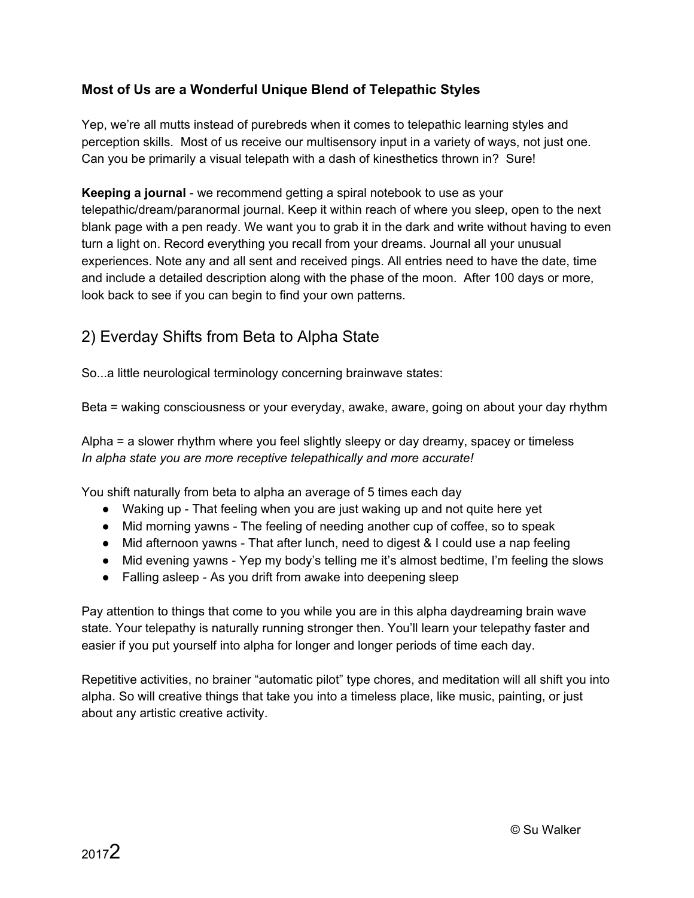**Most of Us are a Wonderful Unique Blend of Telepathic Styles**

Yep, we're all mutts instead of purebreds when it comes to telepathic learning styles and perception skills. Most of us receive our multisensory input in a variety of ways, not just one. Can you be primarily a visual telepath with a dash of kinesthetics thrown in? Sure!

**Keeping a journal** - we recommend getting a spiral notebook to use as your telepathic/dream/paranormal journal. Keep it within reach of where you sleep, open to the next blank page with a pen ready. We want you to grab it in the dark and write without having to even turn a light on. Record everything you recall from your dreams. Journal all your unusual experiences. Note any and all sent and received pings. All entries need to have the date, time and include a detailed description along with the phase of the moon. After 100 days or more, look back to see if you can begin to find your own patterns.

## 2) Everday Shifts from Beta to Alpha State

So...a little neurological terminology concerning brainwave states:

Beta = waking consciousness or your everyday, awake, aware, going on about your day rhythm

Alpha = a slower rhythm where you feel slightly sleepy or day dreamy, spacey or timeless
*In alpha state you are more receptive telepathically and more accurate!*

You shift naturally from beta to alpha an average of 5 times each day

- Waking up - That feeling when you are just waking up and not quite here yet
- Mid morning yawns - The feeling of needing another cup of coffee, so to speak
- Mid afternoon yawns - That after lunch, need to digest & I could use a nap feeling
- Mid evening yawns - Yep my body's telling me it's almost bedtime, I'm feeling the slows
- Falling asleep - As you drift from awake into deepening sleep

Pay attention to things that come to you while you are in this alpha daydreaming brain wave state. Your telepathy is naturally running stronger then. You'll learn your telepathy faster and easier if you put yourself into alpha for longer and longer periods of time each day.

Repetitive activities, no brainer "automatic pilot" type chores, and meditation will all shift you into alpha. So will creative things that take you into a timeless place, like music, painting, or just about any artistic creative activity.

© Su Walker
2017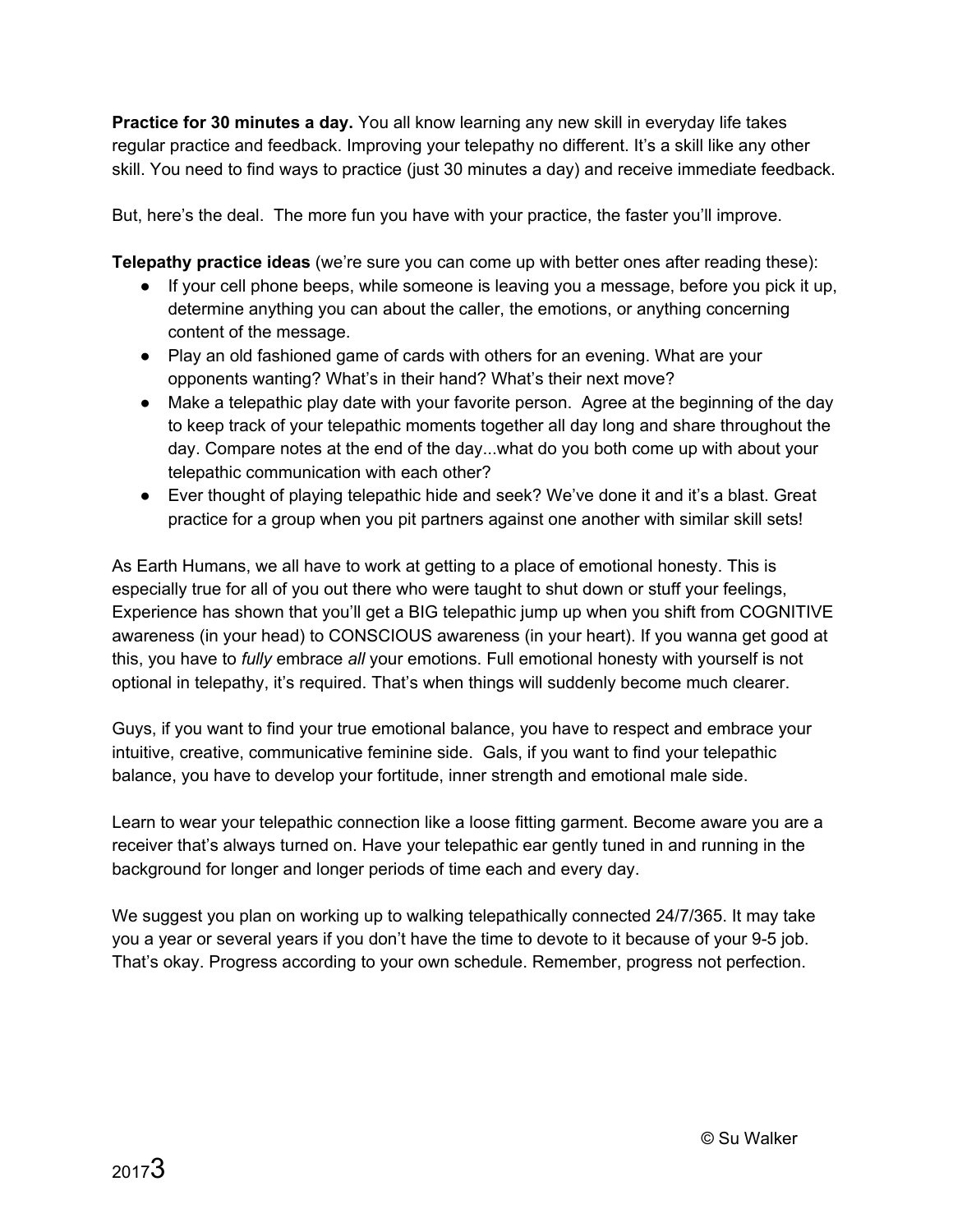**Practice for 30 minutes a day.** You all know learning any new skill in everyday life takes regular practice and feedback. Improving your telepathy no different. It's a skill like any other skill. You need to find ways to practice (just 30 minutes a day) and receive immediate feedback.

But, here's the deal. The more fun you have with your practice, the faster you'll improve.

**Telepathy practice ideas** (we're sure you can come up with better ones after reading these):

- If your cell phone beeps, while someone is leaving you a message, before you pick it up, determine anything you can about the caller, the emotions, or anything concerning content of the message.
- Play an old fashioned game of cards with others for an evening. What are your opponents wanting? What's in their hand? What's their next move?
- Make a telepathic play date with your favorite person. Agree at the beginning of the day to keep track of your telepathic moments together all day long and share throughout the day. Compare notes at the end of the day...what do you both come up with about your telepathic communication with each other?
- Ever thought of playing telepathic hide and seek? We've done it and it's a blast. Great practice for a group when you pit partners against one another with similar skill sets!

As Earth Humans, we all have to work at getting to a place of emotional honesty. This is especially true for all of you out there who were taught to shut down or stuff your feelings, Experience has shown that you'll get a BIG telepathic jump up when you shift from COGNITIVE awareness (in your head) to CONSCIOUS awareness (in your heart). If you wanna get good at this, you have to *fully* embrace *all* your emotions. Full emotional honesty with yourself is not optional in telepathy, it's required. That's when things will suddenly become much clearer.

Guys, if you want to find your true emotional balance, you have to respect and embrace your intuitive, creative, communicative feminine side. Gals, if you want to find your telepathic balance, you have to develop your fortitude, inner strength and emotional male side.

Learn to wear your telepathic connection like a loose fitting garment. Become aware you are a receiver that's always turned on. Have your telepathic ear gently tuned in and running in the background for longer and longer periods of time each and every day.

We suggest you plan on working up to walking telepathically connected 24/7/365. It may take you a year or several years if you don't have the time to devote to it because of your 9-5 job. That's okay. Progress according to your own schedule. Remember, progress not perfection.

© Su Walker

2017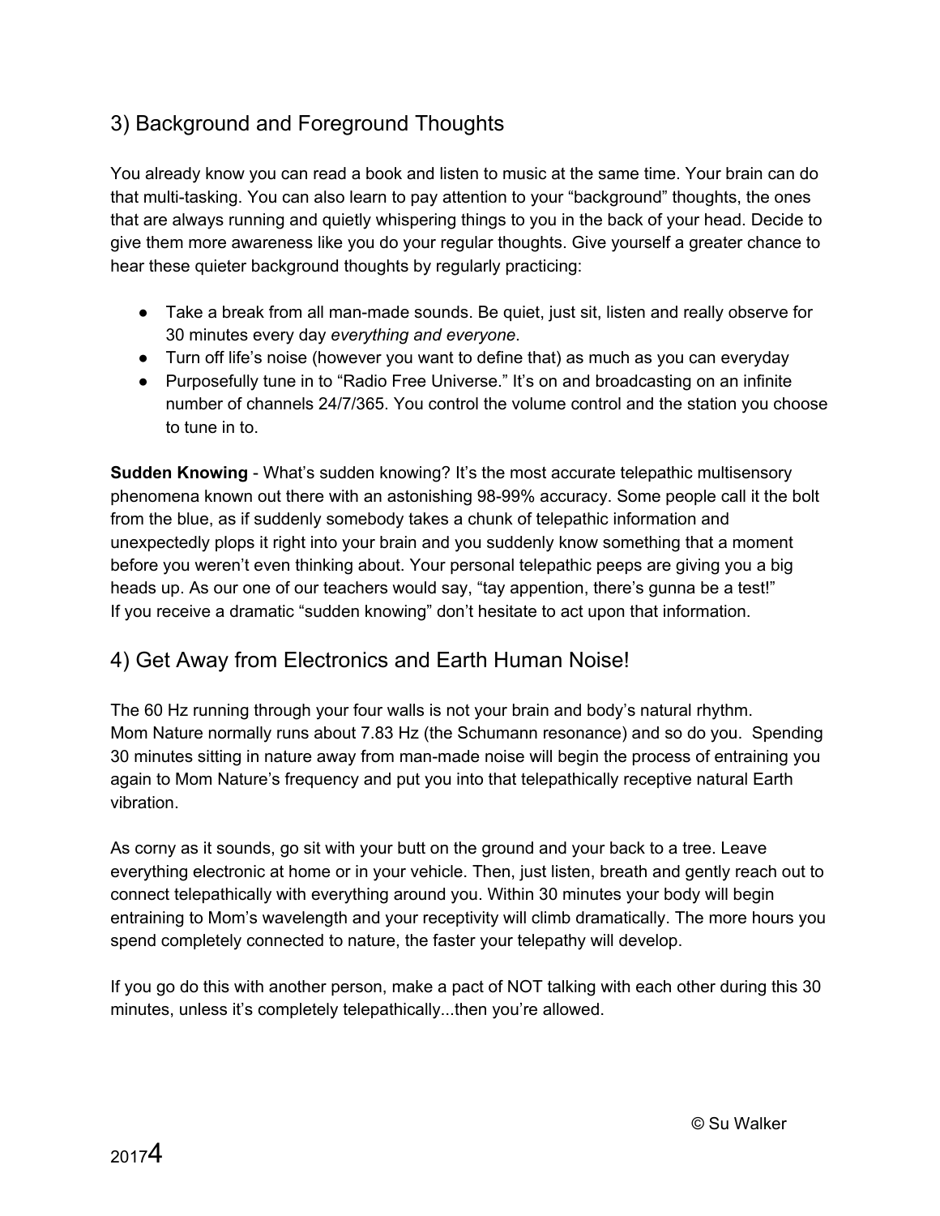## 3) Background and Foreground Thoughts

You already know you can read a book and listen to music at the same time. Your brain can do that multi-tasking. You can also learn to pay attention to your "background" thoughts, the ones that are always running and quietly whispering things to you in the back of your head. Decide to give them more awareness like you do your regular thoughts. Give yourself a greater chance to hear these quieter background thoughts by regularly practicing:

- Take a break from all man-made sounds. Be quiet, just sit, listen and really observe for 30 minutes every day *everything and everyone*.
- Turn off life's noise (however you want to define that) as much as you can everyday
- Purposefully tune in to "Radio Free Universe." It's on and broadcasting on an infinite number of channels 24/7/365. You control the volume control and the station you choose to tune in to.

**Sudden Knowing** - What's sudden knowing? It's the most accurate telepathic multisensory phenomena known out there with an astonishing 98-99% accuracy. Some people call it the bolt from the blue, as if suddenly somebody takes a chunk of telepathic information and unexpectedly plops it right into your brain and you suddenly know something that a moment before you weren't even thinking about. Your personal telepathic peeps are giving you a big heads up. As our one of our teachers would say, "tay appention, there's gunna be a test!"
If you receive a dramatic "sudden knowing" don't hesitate to act upon that information.

## 4) Get Away from Electronics and Earth Human Noise!

The 60 Hz running through your four walls is not your brain and body's natural rhythm. Mom Nature normally runs about 7.83 Hz (the Schumann resonance) and so do you. Spending 30 minutes sitting in nature away from man-made noise will begin the process of entraining you again to Mom Nature's frequency and put you into that telepathically receptive natural Earth vibration.

As corny as it sounds, go sit with your butt on the ground and your back to a tree. Leave everything electronic at home or in your vehicle. Then, just listen, breath and gently reach out to connect telepathically with everything around you. Within 30 minutes your body will begin entraining to Mom's wavelength and your receptivity will climb dramatically. The more hours you spend completely connected to nature, the faster your telepathy will develop.

If you go do this with another person, make a pact of NOT talking with each other during this 30 minutes, unless it's completely telepathically...then you're allowed.

© Su Walker

2017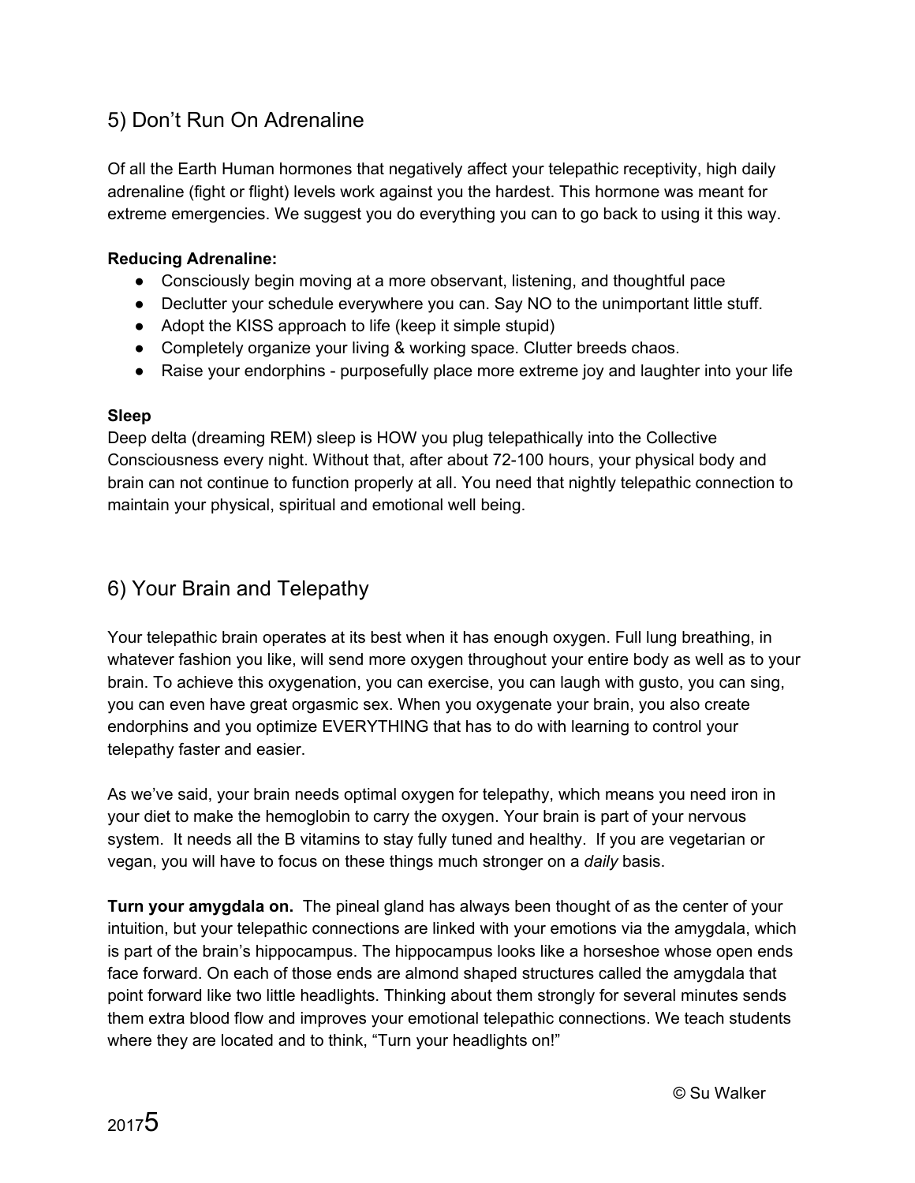## 5) Don't Run On Adrenaline

Of all the Earth Human hormones that negatively affect your telepathic receptivity, high daily adrenaline (fight or flight) levels work against you the hardest. This hormone was meant for extreme emergencies. We suggest you do everything you can to go back to using it this way.

**Reducing Adrenaline:**

- Consciously begin moving at a more observant, listening, and thoughtful pace
- Declutter your schedule everywhere you can. Say NO to the unimportant little stuff.
- Adopt the KISS approach to life (keep it simple stupid)
- Completely organize your living & working space. Clutter breeds chaos.
- Raise your endorphins - purposefully place more extreme joy and laughter into your life

**Sleep**

Deep delta (dreaming REM) sleep is HOW you plug telepathically into the Collective Consciousness every night. Without that, after about 72-100 hours, your physical body and brain can not continue to function properly at all. You need that nightly telepathic connection to maintain your physical, spiritual and emotional well being.

## 6) Your Brain and Telepathy

Your telepathic brain operates at its best when it has enough oxygen. Full lung breathing, in whatever fashion you like, will send more oxygen throughout your entire body as well as to your brain. To achieve this oxygenation, you can exercise, you can laugh with gusto, you can sing, you can even have great orgasmic sex. When you oxygenate your brain, you also create endorphins and you optimize EVERYTHING that has to do with learning to control your telepathy faster and easier.

As we've said, your brain needs optimal oxygen for telepathy, which means you need iron in your diet to make the hemoglobin to carry the oxygen. Your brain is part of your nervous system. It needs all the B vitamins to stay fully tuned and healthy. If you are vegetarian or vegan, you will have to focus on these things much stronger on a *daily* basis.

**Turn your amygdala on.** The pineal gland has always been thought of as the center of your intuition, but your telepathic connections are linked with your emotions via the amygdala, which is part of the brain's hippocampus. The hippocampus looks like a horseshoe whose open ends face forward. On each of those ends are almond shaped structures called the amygdala that point forward like two little headlights. Thinking about them strongly for several minutes sends them extra blood flow and improves your emotional telepathic connections. We teach students where they are located and to think, "Turn your headlights on!"

© Su Walker

2017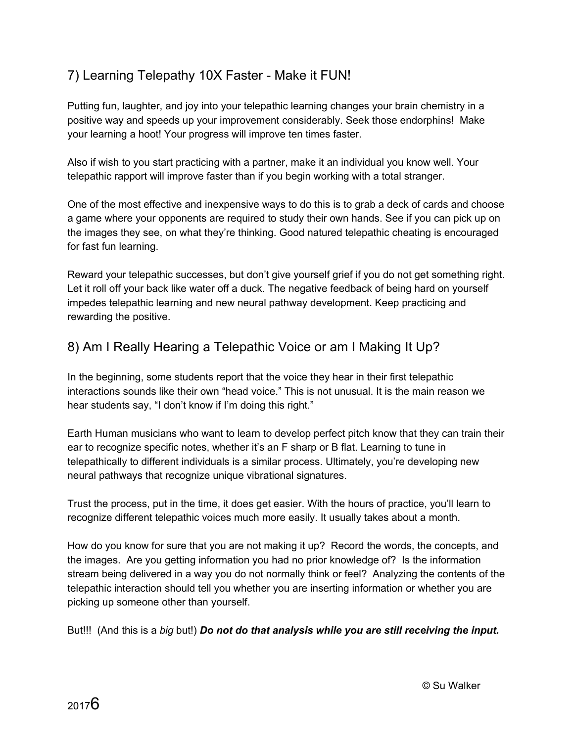## 7) Learning Telepathy 10X Faster - Make it FUN!

Putting fun, laughter, and joy into your telepathic learning changes your brain chemistry in a positive way and speeds up your improvement considerably. Seek those endorphins! Make your learning a hoot! Your progress will improve ten times faster.

Also if wish to you start practicing with a partner, make it an individual you know well. Your telepathic rapport will improve faster than if you begin working with a total stranger.

One of the most effective and inexpensive ways to do this is to grab a deck of cards and choose a game where your opponents are required to study their own hands. See if you can pick up on the images they see, on what they're thinking. Good natured telepathic cheating is encouraged for fast fun learning.

Reward your telepathic successes, but don't give yourself grief if you do not get something right. Let it roll off your back like water off a duck. The negative feedback of being hard on yourself impedes telepathic learning and new neural pathway development. Keep practicing and rewarding the positive.

## 8) Am I Really Hearing a Telepathic Voice or am I Making It Up?

In the beginning, some students report that the voice they hear in their first telepathic interactions sounds like their own "head voice." This is not unusual. It is the main reason we hear students say, "I don't know if I'm doing this right."

Earth Human musicians who want to learn to develop perfect pitch know that they can train their ear to recognize specific notes, whether it's an F sharp or B flat. Learning to tune in telepathically to different individuals is a similar process. Ultimately, you're developing new neural pathways that recognize unique vibrational signatures.

Trust the process, put in the time, it does get easier. With the hours of practice, you'll learn to recognize different telepathic voices much more easily. It usually takes about a month.

How do you know for sure that you are not making it up? Record the words, the concepts, and the images. Are you getting information you had no prior knowledge of? Is the information stream being delivered in a way you do not normally think or feel? Analyzing the contents of the telepathic interaction should tell you whether you are inserting information or whether you are picking up someone other than yourself.

But!!! (And this is a *big* but!) ***Do not do that analysis while you are still receiving the input.***

© Su Walker

2017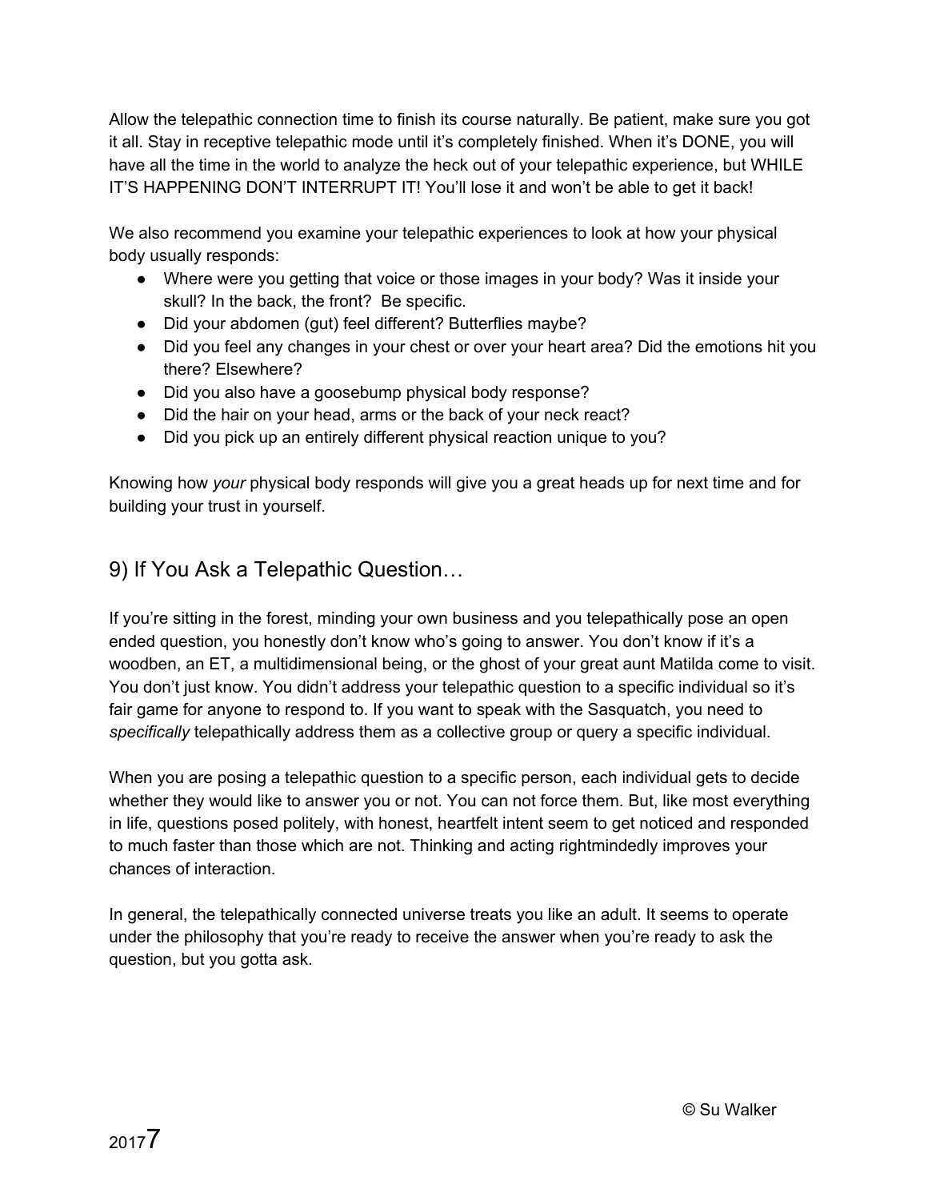Allow the telepathic connection time to finish its course naturally. Be patient, make sure you got it all. Stay in receptive telepathic mode until it's completely finished. When it's DONE, you will have all the time in the world to analyze the heck out of your telepathic experience, but WHILE IT'S HAPPENING DON'T INTERRUPT IT! You'll lose it and won't be able to get it back!

We also recommend you examine your telepathic experiences to look at how your physical body usually responds:

- Where were you getting that voice or those images in your body? Was it inside your skull? In the back, the front? Be specific.
- Did your abdomen (gut) feel different? Butterflies maybe?
- Did you feel any changes in your chest or over your heart area? Did the emotions hit you there? Elsewhere?
- Did you also have a goosebump physical body response?
- Did the hair on your head, arms or the back of your neck react?
- Did you pick up an entirely different physical reaction unique to you?

Knowing how *your* physical body responds will give you a great heads up for next time and for building your trust in yourself.

## 9) If You Ask a Telepathic Question…

If you're sitting in the forest, minding your own business and you telepathically pose an open ended question, you honestly don't know who's going to answer. You don't know if it's a woodben, an ET, a multidimensional being, or the ghost of your great aunt Matilda come to visit. You don't just know. You didn't address your telepathic question to a specific individual so it's fair game for anyone to respond to. If you want to speak with the Sasquatch, you need to *specifically* telepathically address them as a collective group or query a specific individual.

When you are posing a telepathic question to a specific person, each individual gets to decide whether they would like to answer you or not. You can not force them. But, like most everything in life, questions posed politely, with honest, heartfelt intent seem to get noticed and responded to much faster than those which are not. Thinking and acting rightmindedly improves your chances of interaction.

In general, the telepathically connected universe treats you like an adult. It seems to operate under the philosophy that you're ready to receive the answer when you're ready to ask the question, but you gotta ask.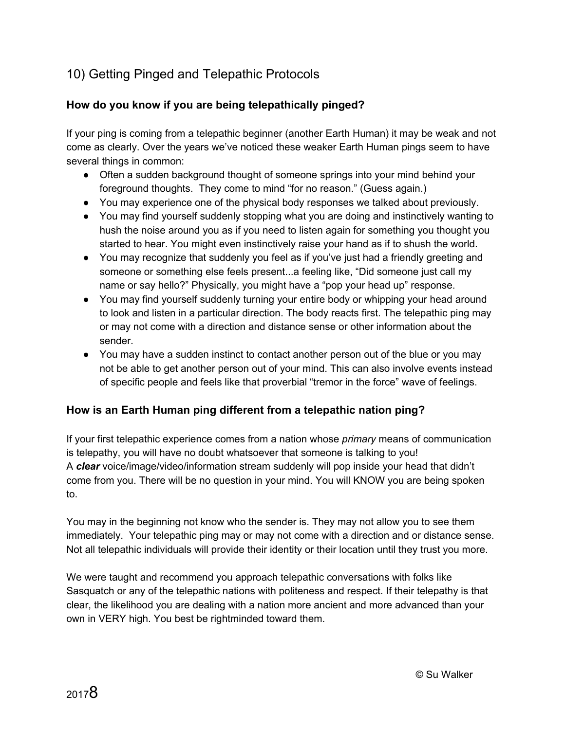## 10) Getting Pinged and Telepathic Protocols

### How do you know if you are being telepathically pinged?

If your ping is coming from a telepathic beginner (another Earth Human) it may be weak and not come as clearly. Over the years we've noticed these weaker Earth Human pings seem to have several things in common:

- Often a sudden background thought of someone springs into your mind behind your foreground thoughts. They come to mind "for no reason." (Guess again.)
- You may experience one of the physical body responses we talked about previously.
- You may find yourself suddenly stopping what you are doing and instinctively wanting to hush the noise around you as if you need to listen again for something you thought you started to hear. You might even instinctively raise your hand as if to shush the world.
- You may recognize that suddenly you feel as if you've just had a friendly greeting and someone or something else feels present...a feeling like, "Did someone just call my name or say hello?" Physically, you might have a "pop your head up" response.
- You may find yourself suddenly turning your entire body or whipping your head around to look and listen in a particular direction. The body reacts first. The telepathic ping may or may not come with a direction and distance sense or other information about the sender.
- You may have a sudden instinct to contact another person out of the blue or you may not be able to get another person out of your mind. This can also involve events instead of specific people and feels like that proverbial "tremor in the force" wave of feelings.

### How is an Earth Human ping different from a telepathic nation ping?

If your first telepathic experience comes from a nation whose *primary* means of communication is telepathy, you will have no doubt whatsoever that someone is talking to you!
A ***clear*** voice/image/video/information stream suddenly will pop inside your head that didn't come from you. There will be no question in your mind. You will KNOW you are being spoken to.

You may in the beginning not know who the sender is. They may not allow you to see them immediately. Your telepathic ping may or may not come with a direction and or distance sense. Not all telepathic individuals will provide their identity or their location until they trust you more.

We were taught and recommend you approach telepathic conversations with folks like Sasquatch or any of the telepathic nations with politeness and respect. If their telepathy is that clear, the likelihood you are dealing with a nation more ancient and more advanced than your own in VERY high. You best be rightminded toward them.

© Su Walker

2017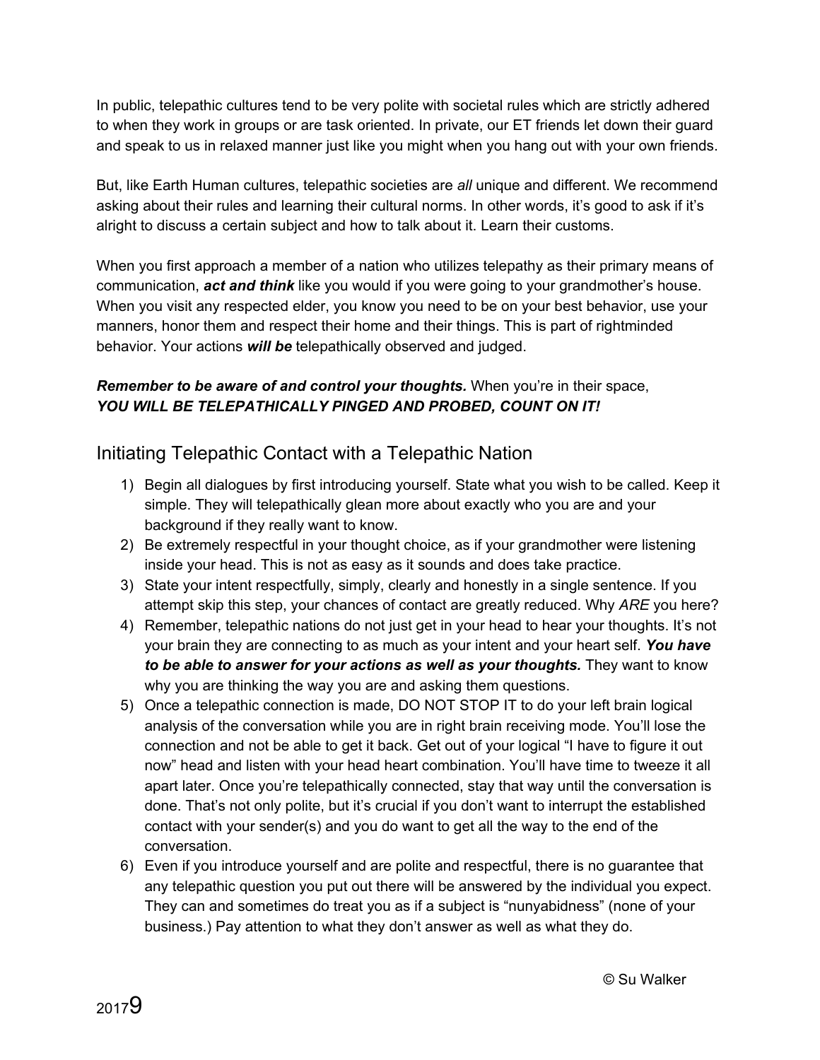In public, telepathic cultures tend to be very polite with societal rules which are strictly adhered to when they work in groups or are task oriented. In private, our ET friends let down their guard and speak to us in relaxed manner just like you might when you hang out with your own friends.

But, like Earth Human cultures, telepathic societies are *all* unique and different. We recommend asking about their rules and learning their cultural norms. In other words, it's good to ask if it's alright to discuss a certain subject and how to talk about it. Learn their customs.

When you first approach a member of a nation who utilizes telepathy as their primary means of communication, ***act and think*** like you would if you were going to your grandmother's house. When you visit any respected elder, you know you need to be on your best behavior, use your manners, honor them and respect their home and their things. This is part of rightminded behavior. Your actions ***will be*** telepathically observed and judged.

***Remember to be aware of and control your thoughts.*** When you're in their space, ***YOU WILL BE TELEPATHICALLY PINGED AND PROBED, COUNT ON IT!***

## Initiating Telepathic Contact with a Telepathic Nation

1) Begin all dialogues by first introducing yourself. State what you wish to be called. Keep it simple. They will telepathically glean more about exactly who you are and your background if they really want to know.
2) Be extremely respectful in your thought choice, as if your grandmother were listening inside your head. This is not as easy as it sounds and does take practice.
3) State your intent respectfully, simply, clearly and honestly in a single sentence. If you attempt skip this step, your chances of contact are greatly reduced. Why *ARE* you here?
4) Remember, telepathic nations do not just get in your head to hear your thoughts. It's not your brain they are connecting to as much as your intent and your heart self. ***You have to be able to answer for your actions as well as your thoughts.*** They want to know why you are thinking the way you are and asking them questions.
5) Once a telepathic connection is made, DO NOT STOP IT to do your left brain logical analysis of the conversation while you are in right brain receiving mode. You'll lose the connection and not be able to get it back. Get out of your logical "I have to figure it out now" head and listen with your head heart combination. You'll have time to tweeze it all apart later. Once you're telepathically connected, stay that way until the conversation is done. That's not only polite, but it's crucial if you don't want to interrupt the established contact with your sender(s) and you do want to get all the way to the end of the conversation.
6) Even if you introduce yourself and are polite and respectful, there is no guarantee that any telepathic question you put out there will be answered by the individual you expect. They can and sometimes do treat you as if a subject is "nunyabidness" (none of your business.) Pay attention to what they don't answer as well as what they do.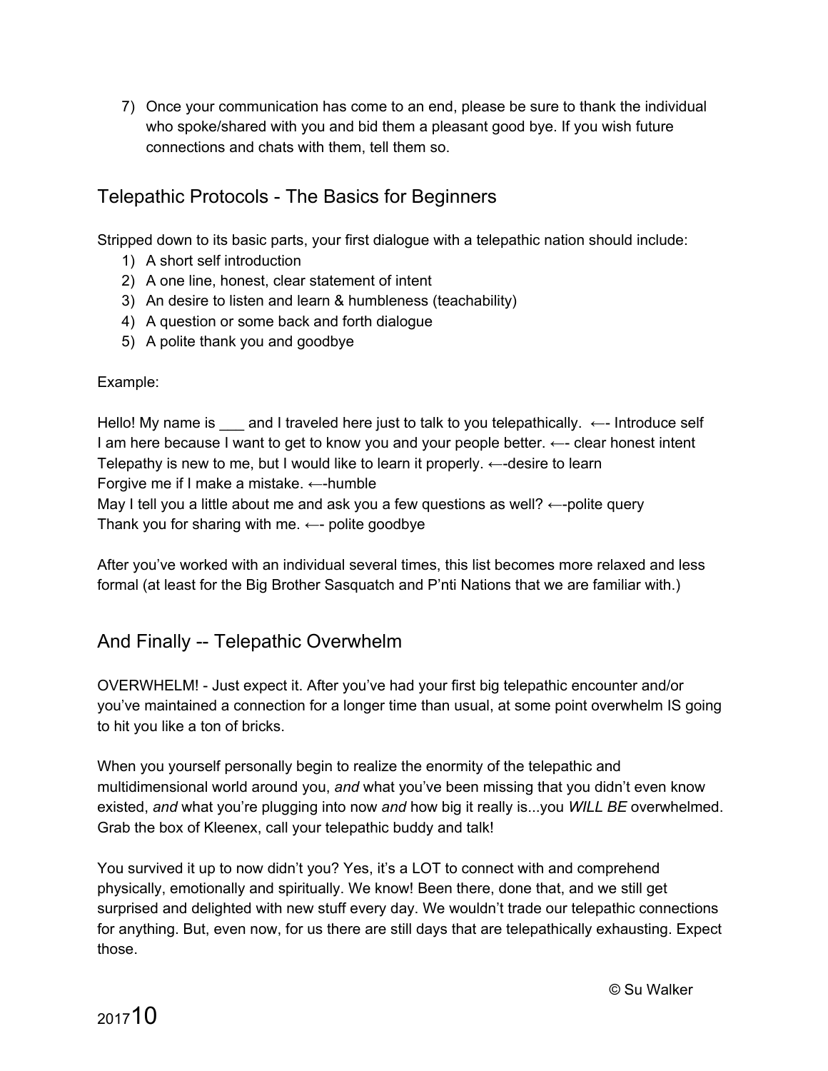7) Once your communication has come to an end, please be sure to thank the individual who spoke/shared with you and bid them a pleasant good bye. If you wish future connections and chats with them, tell them so.

## Telepathic Protocols - The Basics for Beginners

Stripped down to its basic parts, your first dialogue with a telepathic nation should include:

1) A short self introduction
2) A one line, honest, clear statement of intent
3) An desire to listen and learn & humbleness (teachability)
4) A question or some back and forth dialogue
5) A polite thank you and goodbye

Example:

Hello! My name is ___ and I traveled here just to talk to you telepathically. ←- Introduce self
I am here because I want to get to know you and your people better. ←- clear honest intent
Telepathy is new to me, but I would like to learn it properly. ←-desire to learn
Forgive me if I make a mistake. ←-humble
May I tell you a little about me and ask you a few questions as well? ←-polite query
Thank you for sharing with me. ←- polite goodbye

After you've worked with an individual several times, this list becomes more relaxed and less formal (at least for the Big Brother Sasquatch and P'nti Nations that we are familiar with.)

## And Finally -- Telepathic Overwhelm

OVERWHELM! - Just expect it. After you've had your first big telepathic encounter and/or you've maintained a connection for a longer time than usual, at some point overwhelm IS going to hit you like a ton of bricks.

When you yourself personally begin to realize the enormity of the telepathic and multidimensional world around you, *and* what you've been missing that you didn't even know existed, *and* what you're plugging into now *and* how big it really is...you *WILL BE* overwhelmed. Grab the box of Kleenex, call your telepathic buddy and talk!

You survived it up to now didn't you? Yes, it's a LOT to connect with and comprehend physically, emotionally and spiritually. We know! Been there, done that, and we still get surprised and delighted with new stuff every day. We wouldn't trade our telepathic connections for anything. But, even now, for us there are still days that are telepathically exhausting. Expect those.

© Su Walker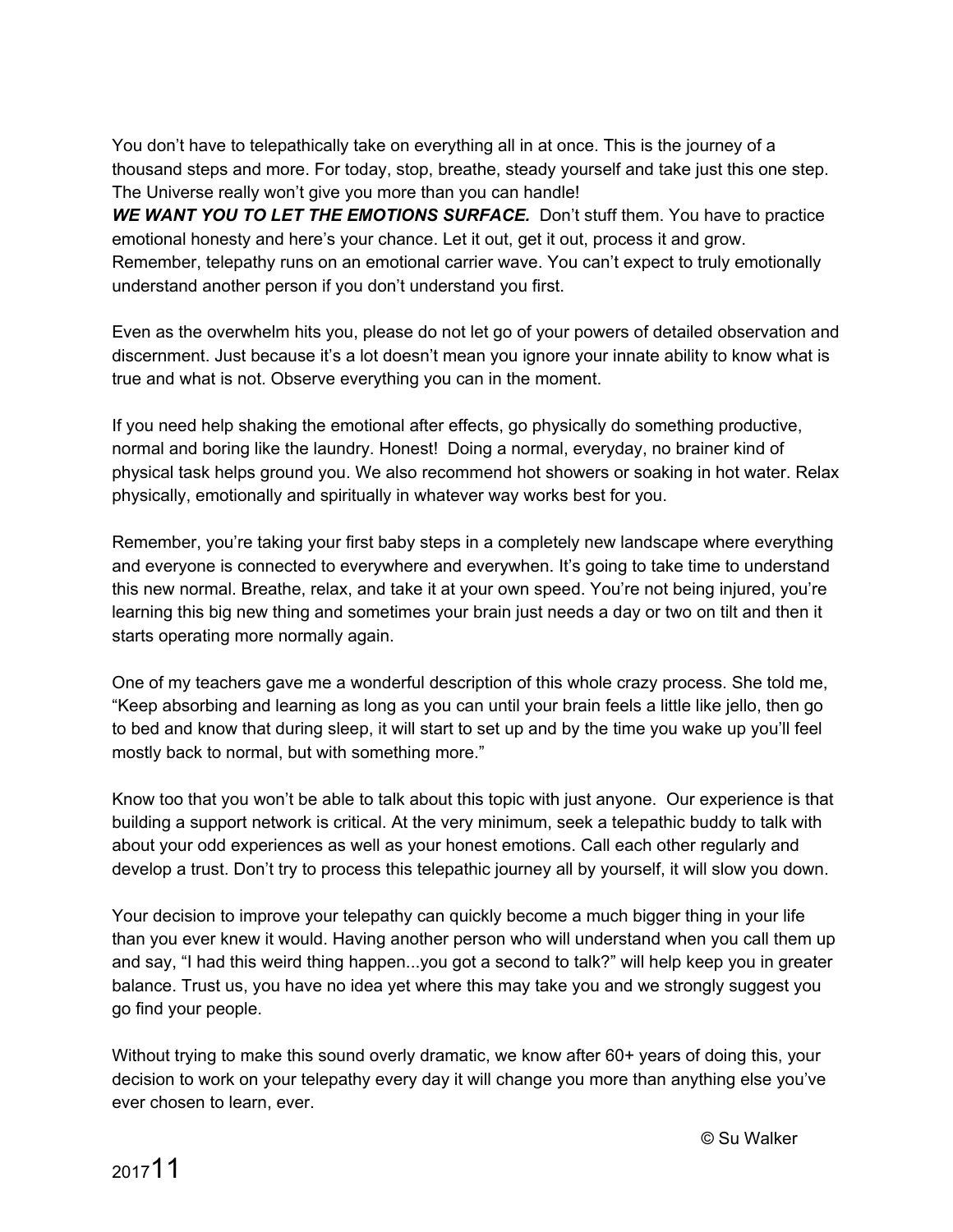You don't have to telepathically take on everything all in at once. This is the journey of a thousand steps and more. For today, stop, breathe, steady yourself and take just this one step. The Universe really won't give you more than you can handle!

***WE WANT YOU TO LET THE EMOTIONS SURFACE.*** Don't stuff them. You have to practice emotional honesty and here's your chance. Let it out, get it out, process it and grow. Remember, telepathy runs on an emotional carrier wave. You can't expect to truly emotionally understand another person if you don't understand you first.

Even as the overwhelm hits you, please do not let go of your powers of detailed observation and discernment. Just because it's a lot doesn't mean you ignore your innate ability to know what is true and what is not. Observe everything you can in the moment.

If you need help shaking the emotional after effects, go physically do something productive, normal and boring like the laundry. Honest! Doing a normal, everyday, no brainer kind of physical task helps ground you. We also recommend hot showers or soaking in hot water. Relax physically, emotionally and spiritually in whatever way works best for you.

Remember, you're taking your first baby steps in a completely new landscape where everything and everyone is connected to everywhere and everywhen. It's going to take time to understand this new normal. Breathe, relax, and take it at your own speed. You're not being injured, you're learning this big new thing and sometimes your brain just needs a day or two on tilt and then it starts operating more normally again.

One of my teachers gave me a wonderful description of this whole crazy process. She told me, "Keep absorbing and learning as long as you can until your brain feels a little like jello, then go to bed and know that during sleep, it will start to set up and by the time you wake up you'll feel mostly back to normal, but with something more."

Know too that you won't be able to talk about this topic with just anyone. Our experience is that building a support network is critical. At the very minimum, seek a telepathic buddy to talk with about your odd experiences as well as your honest emotions. Call each other regularly and develop a trust. Don't try to process this telepathic journey all by yourself, it will slow you down.

Your decision to improve your telepathy can quickly become a much bigger thing in your life than you ever knew it would. Having another person who will understand when you call them up and say, "I had this weird thing happen...you got a second to talk?" will help keep you in greater balance. Trust us, you have no idea yet where this may take you and we strongly suggest you go find your people.

Without trying to make this sound overly dramatic, we know after 60+ years of doing this, your decision to work on your telepathy every day it will change you more than anything else you've ever chosen to learn, ever.

© Su Walker

2017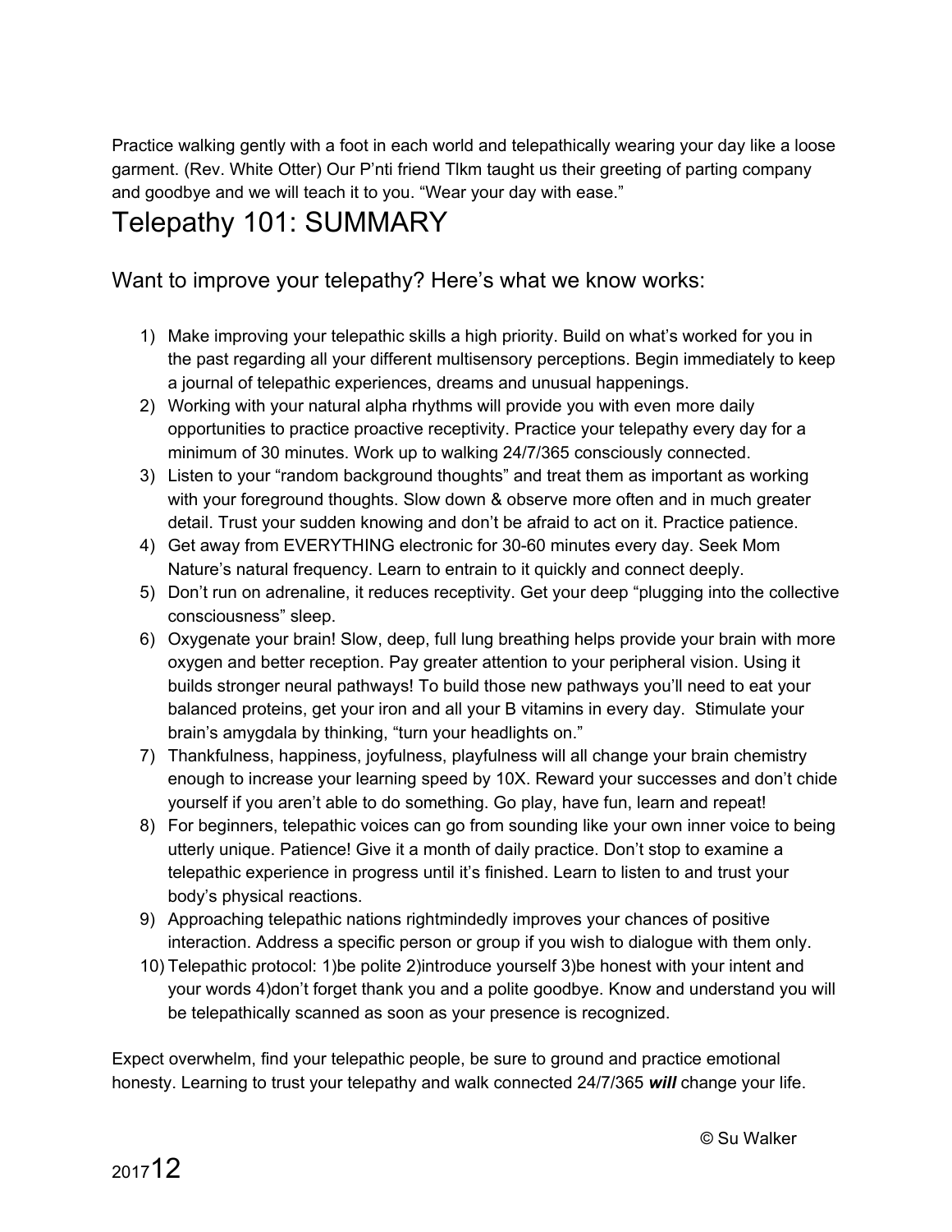Practice walking gently with a foot in each world and telepathically wearing your day like a loose garment. (Rev. White Otter) Our P'nti friend Tlkm taught us their greeting of parting company and goodbye and we will teach it to you. "Wear your day with ease."

# Telepathy 101: SUMMARY

## Want to improve your telepathy? Here's what we know works:

1) Make improving your telepathic skills a high priority. Build on what's worked for you in the past regarding all your different multisensory perceptions. Begin immediately to keep a journal of telepathic experiences, dreams and unusual happenings.
2) Working with your natural alpha rhythms will provide you with even more daily opportunities to practice proactive receptivity. Practice your telepathy every day for a minimum of 30 minutes. Work up to walking 24/7/365 consciously connected.
3) Listen to your "random background thoughts" and treat them as important as working with your foreground thoughts. Slow down & observe more often and in much greater detail. Trust your sudden knowing and don't be afraid to act on it. Practice patience.
4) Get away from EVERYTHING electronic for 30-60 minutes every day. Seek Mom Nature's natural frequency. Learn to entrain to it quickly and connect deeply.
5) Don't run on adrenaline, it reduces receptivity. Get your deep "plugging into the collective consciousness" sleep.
6) Oxygenate your brain! Slow, deep, full lung breathing helps provide your brain with more oxygen and better reception. Pay greater attention to your peripheral vision. Using it builds stronger neural pathways! To build those new pathways you'll need to eat your balanced proteins, get your iron and all your B vitamins in every day. Stimulate your brain's amygdala by thinking, "turn your headlights on."
7) Thankfulness, happiness, joyfulness, playfulness will all change your brain chemistry enough to increase your learning speed by 10X. Reward your successes and don't chide yourself if you aren't able to do something. Go play, have fun, learn and repeat!
8) For beginners, telepathic voices can go from sounding like your own inner voice to being utterly unique. Patience! Give it a month of daily practice. Don't stop to examine a telepathic experience in progress until it's finished. Learn to listen to and trust your body's physical reactions.
9) Approaching telepathic nations rightmindedly improves your chances of positive interaction. Address a specific person or group if you wish to dialogue with them only.
10) Telepathic protocol: 1)be polite 2)introduce yourself 3)be honest with your intent and your words 4)don't forget thank you and a polite goodbye. Know and understand you will be telepathically scanned as soon as your presence is recognized.

Expect overwhelm, find your telepathic people, be sure to ground and practice emotional honesty. Learning to trust your telepathy and walk connected 24/7/365 ***will*** change your life.

© Su Walker

2017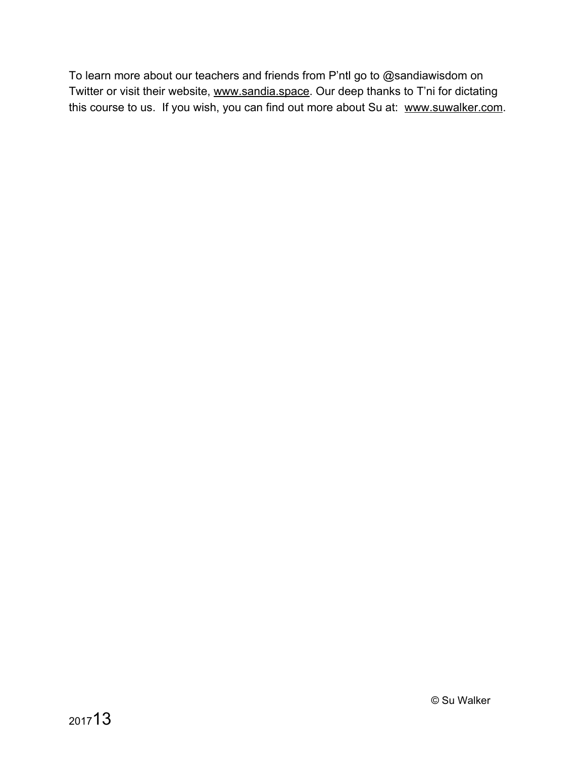To learn more about our teachers and friends from P'ntl go to @sandiawisdom on Twitter or visit their website, www.sandia.space. Our deep thanks to T'ni for dictating this course to us. If you wish, you can find out more about Su at: www.suwalker.com.